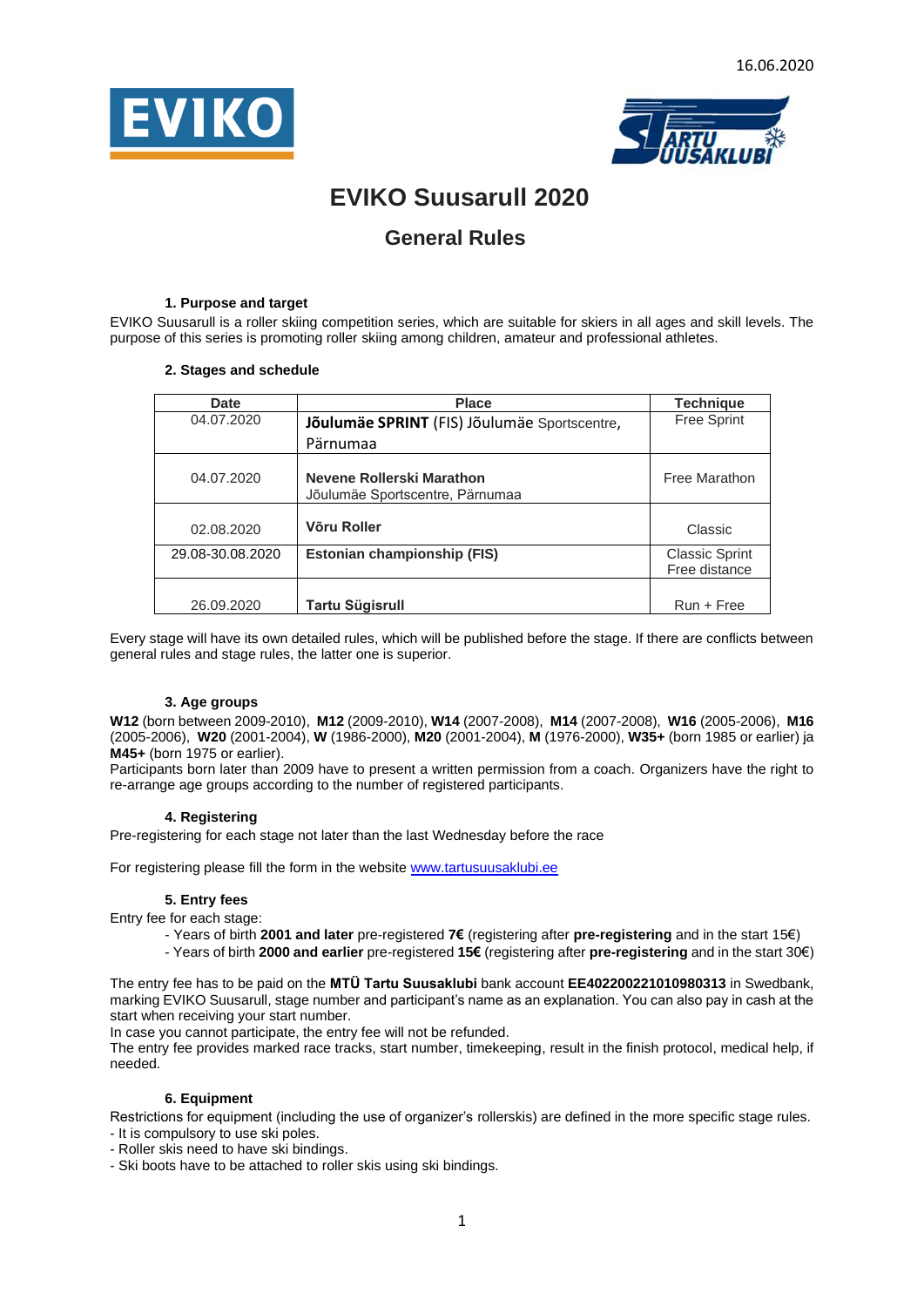16.06.2020

# EVIKO Suusarull 2020

## General Rules

### 1. Purpose and target

EVIKO Suusarull is a roller skiing competition series, which are suitable for skiers in all ages and skill levels. The purpose of this series is promoting roller skiing among children, amateur and professional athletes.

### 2. Stages and schedule

| Date | Place | Technique |
|---|---|---|
| 04.07.2020 | **Jõulumäe SPRINT** (FIS) Jõulumäe Sportscentre, Pärnumaa | Free Sprint |
| 04.07.2020 | **Nevene Rollerski Marathon** Jõulumäe Sportscentre, Pärnumaa | Free Marathon |
| 02.08.2020 | **Võru Roller** | Classic |
| 29.08-30.08.2020 | **Estonian championship (FIS)** | Classic Sprint Free distance |
| 26.09.2020 | **Tartu Sügisrull** | Run + Free |

Every stage will have its own detailed rules, which will be published before the stage. If there are conflicts between general rules and stage rules, the latter one is superior.

### 3. Age groups

**W12** (born between 2009-2010), **M12** (2009-2010), **W14** (2007-2008), **M14** (2007-2008), **W16** (2005-2006), **M16** (2005-2006), **W20** (2001-2004), **W** (1986-2000), **M20** (2001-2004), **M** (1976-2000), **W35+** (born 1985 or earlier) ja **M45+** (born 1975 or earlier).

Participants born later than 2009 have to present a written permission from a coach. Organizers have the right to re-arrange age groups according to the number of registered participants.

### 4. Registering

Pre-registering for each stage not later than the last Wednesday before the race

For registering please fill the form in the website [www.tartusuusaklubi.ee](www.tartusuusaklubi.ee)

### 5. Entry fees

Entry fee for each stage:

- Years of birth **2001 and later** pre-registered **7€** (registering after **pre-registering** and in the start 15€)
- Years of birth **2000 and earlier** pre-registered **15€** (registering after **pre-registering** and in the start 30€)

The entry fee has to be paid on the **MTÜ Tartu Suusaklubi** bank account **EE402200221010980313** in Swedbank, marking EVIKO Suusarull, stage number and participant's name as an explanation. You can also pay in cash at the start when receiving your start number.

In case you cannot participate, the entry fee will not be refunded.

The entry fee provides marked race tracks, start number, timekeeping, result in the finish protocol, medical help, if needed.

### 6. Equipment

Restrictions for equipment (including the use of organizer's rollerskis) are defined in the more specific stage rules.

- It is compulsory to use ski poles.
- Roller skis need to have ski bindings.
- Ski boots have to be attached to roller skis using ski bindings.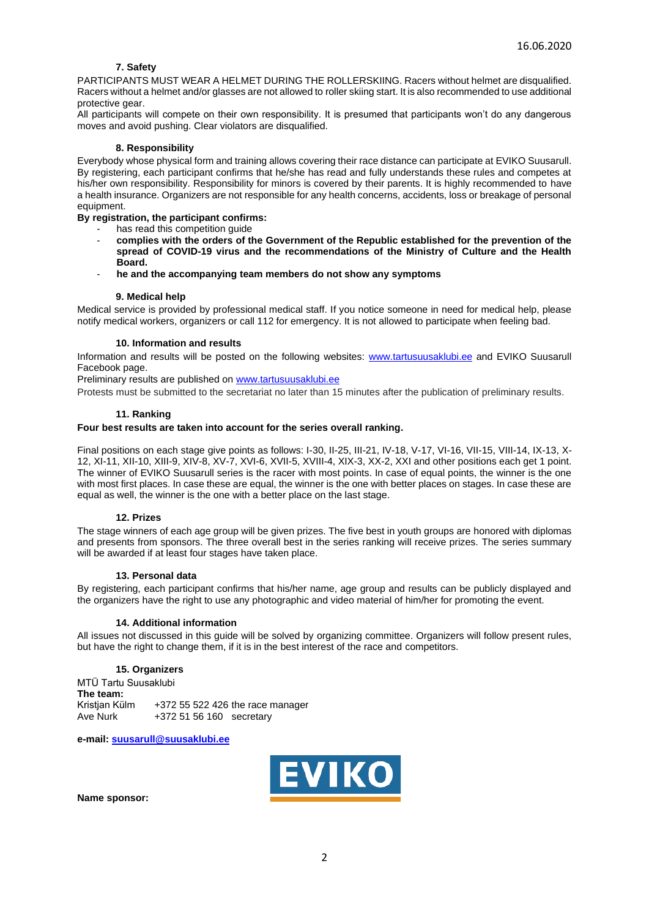16.06.2020

#### 7. Safety

PARTICIPANTS MUST WEAR A HELMET DURING THE ROLLERSKIING. Racers without helmet are disqualified. Racers without a helmet and/or glasses are not allowed to roller skiing start. It is also recommended to use additional protective gear.

All participants will compete on their own responsibility. It is presumed that participants won't do any dangerous moves and avoid pushing. Clear violators are disqualified.

#### 8. Responsibility

Everybody whose physical form and training allows covering their race distance can participate at EVIKO Suusarull. By registering, each participant confirms that he/she has read and fully understands these rules and competes at his/her own responsibility. Responsibility for minors is covered by their parents. It is highly recommended to have a health insurance. Organizers are not responsible for any health concerns, accidents, loss or breakage of personal equipment.

**By registration, the participant confirms:**

- has read this competition guide
- **complies with the orders of the Government of the Republic established for the prevention of the spread of COVID-19 virus and the recommendations of the Ministry of Culture and the Health Board.**
- **he and the accompanying team members do not show any symptoms**

#### 9. Medical help

Medical service is provided by professional medical staff. If you notice someone in need for medical help, please notify medical workers, organizers or call 112 for emergency. It is not allowed to participate when feeling bad.

#### 10. Information and results

Information and results will be posted on the following websites: www.tartusuusaklubi.ee and EVIKO Suusarull Facebook page.

Preliminary results are published on www.tartusuusaklubi.ee

Protests must be submitted to the secretariat no later than 15 minutes after the publication of preliminary results.

#### 11. Ranking

**Four best results are taken into account for the series overall ranking.**

Final positions on each stage give points as follows: I-30, II-25, III-21, IV-18, V-17, VI-16, VII-15, VIII-14, IX-13, X-12, XI-11, XII-10, XIII-9, XIV-8, XV-7, XVI-6, XVII-5, XVIII-4, XIX-3, XX-2, XXI and other positions each get 1 point. The winner of EVIKO Suusarull series is the racer with most points. In case of equal points, the winner is the one with most first places. In case these are equal, the winner is the one with better places on stages. In case these are equal as well, the winner is the one with a better place on the last stage.

#### 12. Prizes

The stage winners of each age group will be given prizes. The five best in youth groups are honored with diplomas and presents from sponsors. The three overall best in the series ranking will receive prizes. The series summary will be awarded if at least four stages have taken place.

#### 13. Personal data

By registering, each participant confirms that his/her name, age group and results can be publicly displayed and the organizers have the right to use any photographic and video material of him/her for promoting the event.

#### 14. Additional information

All issues not discussed in this guide will be solved by organizing committee. Organizers will follow present rules, but have the right to change them, if it is in the best interest of the race and competitors.

#### 15. Organizers

MTÜ Tartu Suusaklubi

**The team:**

Kristjan Külm +372 55 522 426 the race manager

Ave Nurk +372 51 56 160 secretary

**e-mail: suusarull@suusaklubi.ee**

**Name sponsor:** EVIKO